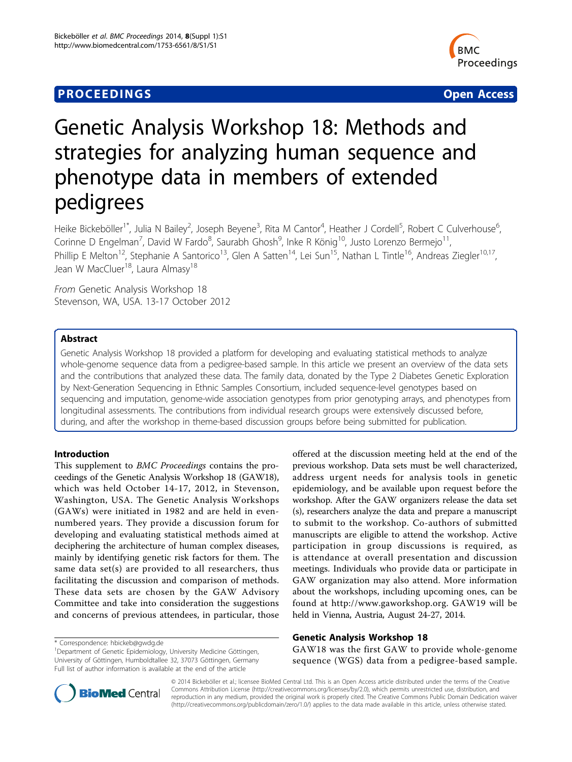**PROCEEDINGS** **Open Access**

# Genetic Analysis Workshop 18: Methods and strategies for analyzing human sequence and phenotype data in members of extended pedigrees

Heike Bickeböller[1*], Julia N Bailey[2], Joseph Beyene[3], Rita M Cantor[4], Heather J Cordell[5], Robert C Culverhouse[6], Corinne D Engelman[7], David W Fardo[8], Saurabh Ghosh[9], Inke R König[10], Justo Lorenzo Bermejo[11], Phillip E Melton[12], Stephanie A Santorico[13], Glen A Satten[14], Lei Sun[15], Nathan L Tintle[16], Andreas Ziegler[10,17], Jean W MacCluer[18], Laura Almasy[18]

*From* Genetic Analysis Workshop 18
Stevenson, WA, USA. 13-17 October 2012

## Abstract

Genetic Analysis Workshop 18 provided a platform for developing and evaluating statistical methods to analyze whole-genome sequence data from a pedigree-based sample. In this article we present an overview of the data sets and the contributions that analyzed these data. The family data, donated by the Type 2 Diabetes Genetic Exploration by Next-Generation Sequencing in Ethnic Samples Consortium, included sequence-level genotypes based on sequencing and imputation, genome-wide association genotypes from prior genotyping arrays, and phenotypes from longitudinal assessments. The contributions from individual research groups were extensively discussed before, during, and after the workshop in theme-based discussion groups before being submitted for publication.

## Introduction

This supplement to *BMC Proceedings* contains the proceedings of the Genetic Analysis Workshop 18 (GAW18), which was held October 14-17, 2012, in Stevenson, Washington, USA. The Genetic Analysis Workshops (GAWs) were initiated in 1982 and are held in even-numbered years. They provide a discussion forum for developing and evaluating statistical methods aimed at deciphering the architecture of human complex diseases, mainly by identifying genetic risk factors for them. The same data set(s) are provided to all researchers, thus facilitating the discussion and comparison of methods. These data sets are chosen by the GAW Advisory Committee and take into consideration the suggestions and concerns of previous attendees, in particular, those offered at the discussion meeting held at the end of the previous workshop. Data sets must be well characterized, address urgent needs for analysis tools in genetic epidemiology, and be available upon request before the workshop. After the GAW organizers release the data set(s), researchers analyze the data and prepare a manuscript to submit to the workshop. Co-authors of submitted manuscripts are eligible to attend the workshop. Active participation in group discussions is required, as is attendance at overall presentation and discussion meetings. Individuals who provide data or participate in GAW organization may also attend. More information about the workshops, including upcoming ones, can be found at http://www.gaworkshop.org. GAW19 will be held in Vienna, Austria, August 24-27, 2014.

## Genetic Analysis Workshop 18

GAW18 was the first GAW to provide whole-genome sequence (WGS) data from a pedigree-based sample.

\* Correspondence: hbickeb@gwdg.de
[1]Department of Genetic Epidemiology, University Medicine Göttingen, University of Göttingen, Humboldtallee 32, 37073 Göttingen, Germany
Full list of author information is available at the end of the article

© 2014 Bickeböller et al.; licensee BioMed Central Ltd. This is an Open Access article distributed under the terms of the Creative Commons Attribution License (http://creativecommons.org/licenses/by/2.0), which permits unrestricted use, distribution, and reproduction in any medium, provided the original work is properly cited. The Creative Commons Public Domain Dedication waiver (http://creativecommons.org/publicdomain/zero/1.0/) applies to the data made available in this article, unless otherwise stated.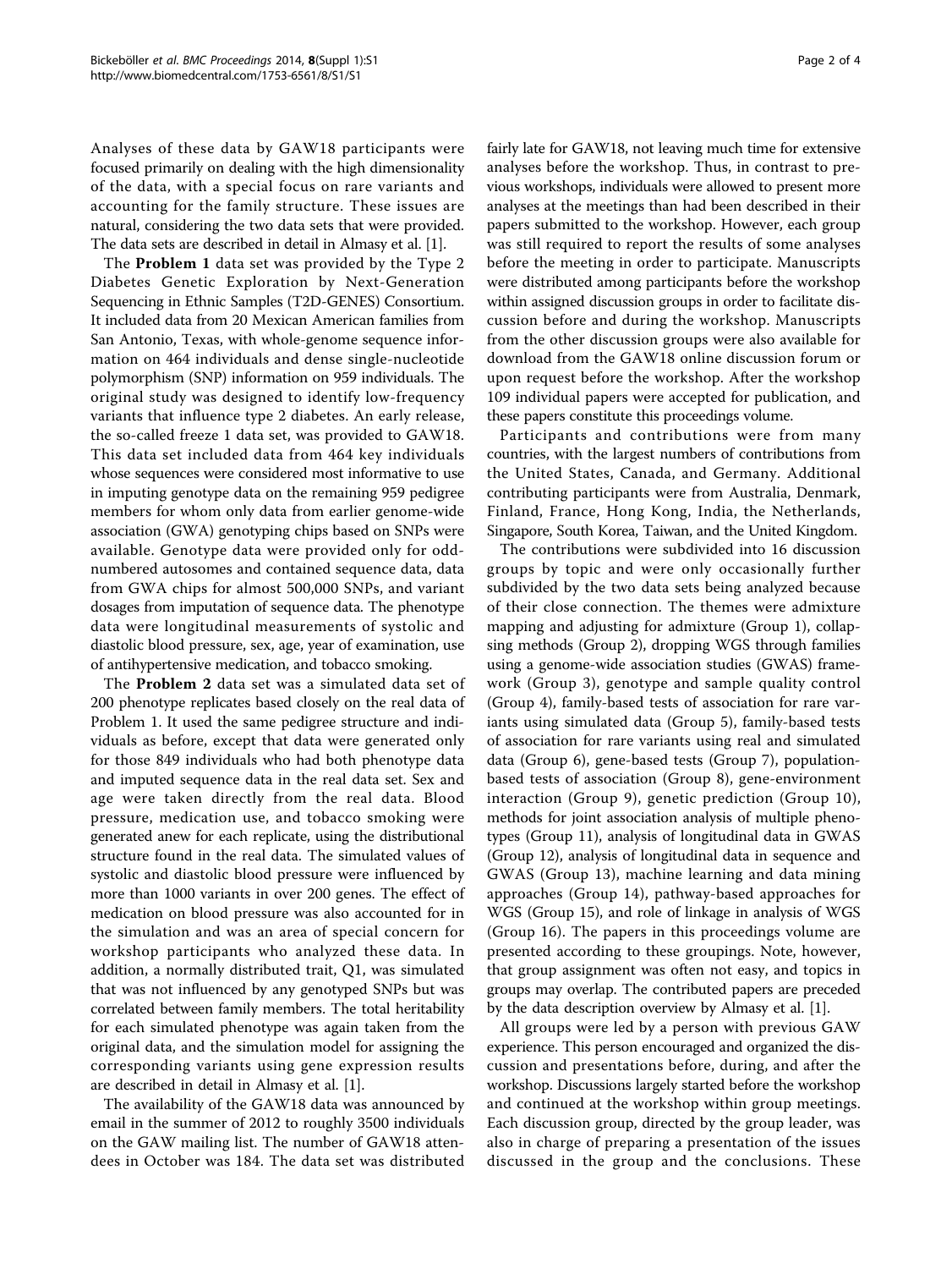Analyses of these data by GAW18 participants were focused primarily on dealing with the high dimensionality of the data, with a special focus on rare variants and accounting for the family structure. These issues are natural, considering the two data sets that were provided. The data sets are described in detail in Almasy et al. [1].

The **Problem 1** data set was provided by the Type 2 Diabetes Genetic Exploration by Next-Generation Sequencing in Ethnic Samples (T2D-GENES) Consortium. It included data from 20 Mexican American families from San Antonio, Texas, with whole-genome sequence information on 464 individuals and dense single-nucleotide polymorphism (SNP) information on 959 individuals. The original study was designed to identify low-frequency variants that influence type 2 diabetes. An early release, the so-called freeze 1 data set, was provided to GAW18. This data set included data from 464 key individuals whose sequences were considered most informative to use in imputing genotype data on the remaining 959 pedigree members for whom only data from earlier genome-wide association (GWA) genotyping chips based on SNPs were available. Genotype data were provided only for odd-numbered autosomes and contained sequence data, data from GWA chips for almost 500,000 SNPs, and variant dosages from imputation of sequence data. The phenotype data were longitudinal measurements of systolic and diastolic blood pressure, sex, age, year of examination, use of antihypertensive medication, and tobacco smoking.

The **Problem 2** data set was a simulated data set of 200 phenotype replicates based closely on the real data of Problem 1. It used the same pedigree structure and individuals as before, except that data were generated only for those 849 individuals who had both phenotype data and imputed sequence data in the real data set. Sex and age were taken directly from the real data. Blood pressure, medication use, and tobacco smoking were generated anew for each replicate, using the distributional structure found in the real data. The simulated values of systolic and diastolic blood pressure were influenced by more than 1000 variants in over 200 genes. The effect of medication on blood pressure was also accounted for in the simulation and was an area of special concern for workshop participants who analyzed these data. In addition, a normally distributed trait, Q1, was simulated that was not influenced by any genotyped SNPs but was correlated between family members. The total heritability for each simulated phenotype was again taken from the original data, and the simulation model for assigning the corresponding variants using gene expression results are described in detail in Almasy et al. [1].

The availability of the GAW18 data was announced by email in the summer of 2012 to roughly 3500 individuals on the GAW mailing list. The number of GAW18 attendees in October was 184. The data set was distributed fairly late for GAW18, not leaving much time for extensive analyses before the workshop. Thus, in contrast to previous workshops, individuals were allowed to present more analyses at the meetings than had been described in their papers submitted to the workshop. However, each group was still required to report the results of some analyses before the meeting in order to participate. Manuscripts were distributed among participants before the workshop within assigned discussion groups in order to facilitate discussion before and during the workshop. Manuscripts from the other discussion groups were also available for download from the GAW18 online discussion forum or upon request before the workshop. After the workshop 109 individual papers were accepted for publication, and these papers constitute this proceedings volume.

Participants and contributions were from many countries, with the largest numbers of contributions from the United States, Canada, and Germany. Additional contributing participants were from Australia, Denmark, Finland, France, Hong Kong, India, the Netherlands, Singapore, South Korea, Taiwan, and the United Kingdom.

The contributions were subdivided into 16 discussion groups by topic and were only occasionally further subdivided by the two data sets being analyzed because of their close connection. The themes were admixture mapping and adjusting for admixture (Group 1), collapsing methods (Group 2), dropping WGS through families using a genome-wide association studies (GWAS) framework (Group 3), genotype and sample quality control (Group 4), family-based tests of association for rare variants using simulated data (Group 5), family-based tests of association for rare variants using real and simulated data (Group 6), gene-based tests (Group 7), population-based tests of association (Group 8), gene-environment interaction (Group 9), genetic prediction (Group 10), methods for joint association analysis of multiple phenotypes (Group 11), analysis of longitudinal data in GWAS (Group 12), analysis of longitudinal data in sequence and GWAS (Group 13), machine learning and data mining approaches (Group 14), pathway-based approaches for WGS (Group 15), and role of linkage in analysis of WGS (Group 16). The papers in this proceedings volume are presented according to these groupings. Note, however, that group assignment was often not easy, and topics in groups may overlap. The contributed papers are preceded by the data description overview by Almasy et al. [1].

All groups were led by a person with previous GAW experience. This person encouraged and organized the discussion and presentations before, during, and after the workshop. Discussions largely started before the workshop and continued at the workshop within group meetings. Each discussion group, directed by the group leader, was also in charge of preparing a presentation of the issues discussed in the group and the conclusions. These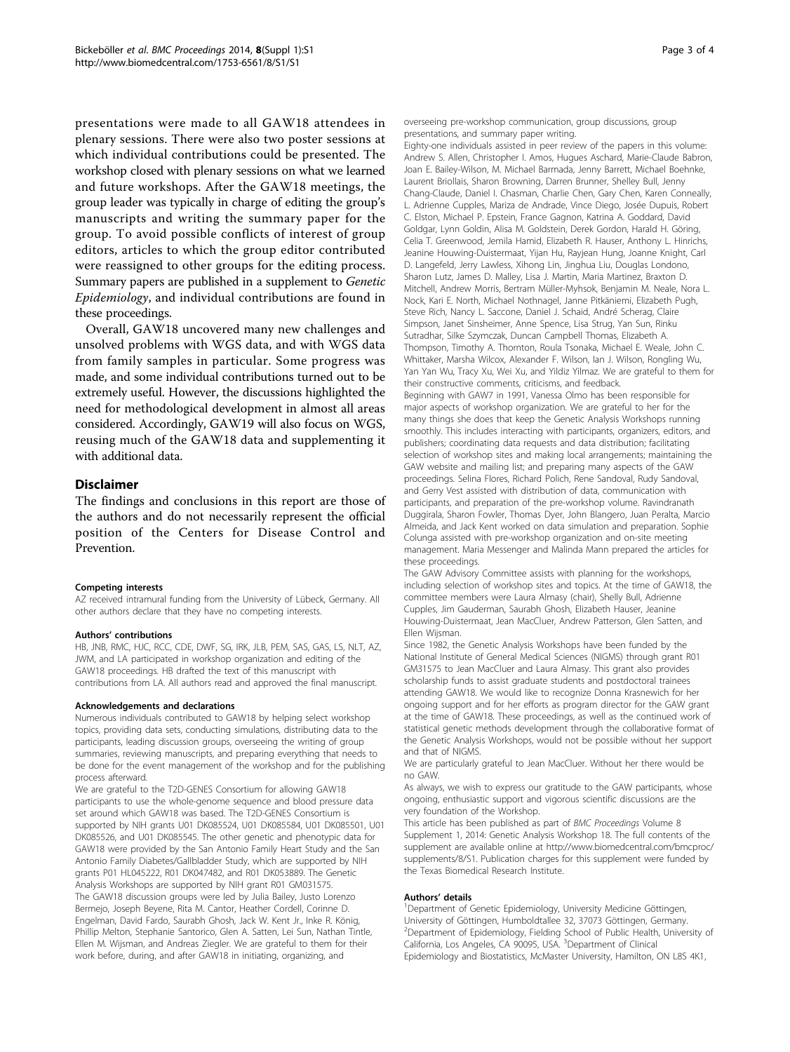presentations were made to all GAW18 attendees in plenary sessions. There were also two poster sessions at which individual contributions could be presented. The workshop closed with plenary sessions on what we learned and future workshops. After the GAW18 meetings, the group leader was typically in charge of editing the group's manuscripts and writing the summary paper for the group. To avoid possible conflicts of interest of group editors, articles to which the group editor contributed were reassigned to other groups for the editing process. Summary papers are published in a supplement to *Genetic Epidemiology*, and individual contributions are found in these proceedings.

Overall, GAW18 uncovered many new challenges and unsolved problems with WGS data, and with WGS data from family samples in particular. Some progress was made, and some individual contributions turned out to be extremely useful. However, the discussions highlighted the need for methodological development in almost all areas considered. Accordingly, GAW19 will also focus on WGS, reusing much of the GAW18 data and supplementing it with additional data.

## Disclaimer

The findings and conclusions in this report are those of the authors and do not necessarily represent the official position of the Centers for Disease Control and Prevention.

#### Competing interests

AZ received intramural funding from the University of Lübeck, Germany. All other authors declare that they have no competing interests.

#### Authors' contributions

HB, JNB, RMC, HJC, RCC, CDE, DWF, SG, IRK, JLB, PEM, SAS, GAS, LS, NLT, AZ, JWM, and LA participated in workshop organization and editing of the GAW18 proceedings. HB drafted the text of this manuscript with contributions from LA. All authors read and approved the final manuscript.

#### Acknowledgements and declarations

Numerous individuals contributed to GAW18 by helping select workshop topics, providing data sets, conducting simulations, distributing data to the participants, leading discussion groups, overseeing the writing of group summaries, reviewing manuscripts, and preparing everything that needs to be done for the event management of the workshop and for the publishing process afterward.

We are grateful to the T2D-GENES Consortium for allowing GAW18 participants to use the whole-genome sequence and blood pressure data set around which GAW18 was based. The T2D-GENES Consortium is supported by NIH grants U01 DK085524, U01 DK085584, U01 DK085501, U01 DK085526, and U01 DK085545. The other genetic and phenotypic data for GAW18 were provided by the San Antonio Family Heart Study and the San Antonio Family Diabetes/Gallbladder Study, which are supported by NIH grants P01 HL045222, R01 DK047482, and R01 DK053889. The Genetic Analysis Workshops are supported by NIH grant R01 GM031575.

The GAW18 discussion groups were led by Julia Bailey, Justo Lorenzo Bermejo, Joseph Beyene, Rita M. Cantor, Heather Cordell, Corinne D. Engelman, David Fardo, Saurabh Ghosh, Jack W. Kent Jr., Inke R. König, Phillip Melton, Stephanie Santorico, Glen A. Satten, Lei Sun, Nathan Tintle, Ellen M. Wijsman, and Andreas Ziegler. We are grateful to them for their work before, during, and after GAW18 in initiating, organizing, and overseeing pre-workshop communication, group discussions, group presentations, and summary paper writing.

Eighty-one individuals assisted in peer review of the papers in this volume: Andrew S. Allen, Christopher I. Amos, Hugues Aschard, Marie-Claude Babron, Joan E. Bailey-Wilson, M. Michael Barmada, Jenny Barrett, Michael Boehnke, Laurent Briollais, Sharon Browning, Darren Brunner, Shelley Bull, Jenny Chang-Claude, Daniel I. Chasman, Charlie Chen, Gary Chen, Karen Conneally, L. Adrienne Cupples, Mariza de Andrade, Vince Diego, Josée Dupuis, Robert C. Elston, Michael P. Epstein, France Gagnon, Katrina A. Goddard, David Goldgar, Lynn Goldin, Alisa M. Goldstein, Derek Gordon, Harald H. Göring, Celia T. Greenwood, Jemila Hamid, Elizabeth R. Hauser, Anthony L. Hinrichs, Jeanine Houwing-Duistermaat, Yijan Hu, Rayjean Hung, Joanne Knight, Carl D. Langefeld, Jerry Lawless, Xihong Lin, Jinghua Liu, Douglas Londono, Sharon Lutz, James D. Malley, Lisa J. Martin, Maria Martinez, Braxton D. Mitchell, Andrew Morris, Bertram Müller-Myhsok, Benjamin M. Neale, Nora L. Nock, Kari E. North, Michael Nothnagel, Janne Pitkäniemi, Elizabeth Pugh, Steve Rich, Nancy L. Saccone, Daniel J. Schaid, André Scherag, Claire Simpson, Janet Sinsheimer, Anne Spence, Lisa Strug, Yan Sun, Rinku Sutradhar, Silke Szymczak, Duncan Campbell Thomas, Elizabeth A. Thompson, Timothy A. Thornton, Roula Tsonaka, Michael E. Weale, John C. Whittaker, Marsha Wilcox, Alexander F. Wilson, Ian J. Wilson, Rongling Wu, Yan Yan Wu, Tracy Xu, Wei Xu, and Yildiz Yilmaz. We are grateful to them for their constructive comments, criticisms, and feedback.

Beginning with GAW7 in 1991, Vanessa Olmo has been responsible for major aspects of workshop organization. We are grateful to her for the many things she does that keep the Genetic Analysis Workshops running smoothly. This includes interacting with participants, organizers, editors, and publishers; coordinating data requests and data distribution; facilitating selection of workshop sites and making local arrangements; maintaining the GAW website and mailing list; and preparing many aspects of the GAW proceedings. Selina Flores, Richard Polich, Rene Sandoval, Rudy Sandoval, and Gerry Vest assisted with distribution of data, communication with participants, and preparation of the pre-workshop volume. Ravindranath Duggirala, Sharon Fowler, Thomas Dyer, John Blangero, Juan Peralta, Marcio Almeida, and Jack Kent worked on data simulation and preparation. Sophie Colunga assisted with pre-workshop organization and on-site meeting management. Maria Messenger and Malinda Mann prepared the articles for these proceedings.

The GAW Advisory Committee assists with planning for the workshops, including selection of workshop sites and topics. At the time of GAW18, the committee members were Laura Almasy (chair), Shelly Bull, Adrienne Cupples, Jim Gauderman, Saurabh Ghosh, Elizabeth Hauser, Jeanine Houwing-Duistermaat, Jean MacCluer, Andrew Patterson, Glen Satten, and Ellen Wijsman.

Since 1982, the Genetic Analysis Workshops have been funded by the National Institute of General Medical Sciences (NIGMS) through grant R01 GM31575 to Jean MacCluer and Laura Almasy. This grant also provides scholarship funds to assist graduate students and postdoctoral trainees attending GAW18. We would like to recognize Donna Krasnewich for her ongoing support and for her efforts as program director for the GAW grant at the time of GAW18. These proceedings, as well as the continued work of statistical genetic methods development through the collaborative format of the Genetic Analysis Workshops, would not be possible without her support and that of NIGMS.

We are particularly grateful to Jean MacCluer. Without her there would be no GAW.

As always, we wish to express our gratitude to the GAW participants, whose ongoing, enthusiastic support and vigorous scientific discussions are the very foundation of the Workshop.

This article has been published as part of *BMC Proceedings* Volume 8 Supplement 1, 2014: Genetic Analysis Workshop 18. The full contents of the supplement are available online at http://www.biomedcentral.com/bmcproc/supplements/8/S1. Publication charges for this supplement were funded by the Texas Biomedical Research Institute.

#### Authors' details

[1]Department of Genetic Epidemiology, University Medicine Göttingen, University of Göttingen, Humboldtallee 32, 37073 Göttingen, Germany. [2]Department of Epidemiology, Fielding School of Public Health, University of California, Los Angeles, CA 90095, USA. [3]Department of Clinical Epidemiology and Biostatistics, McMaster University, Hamilton, ON L8S 4K1,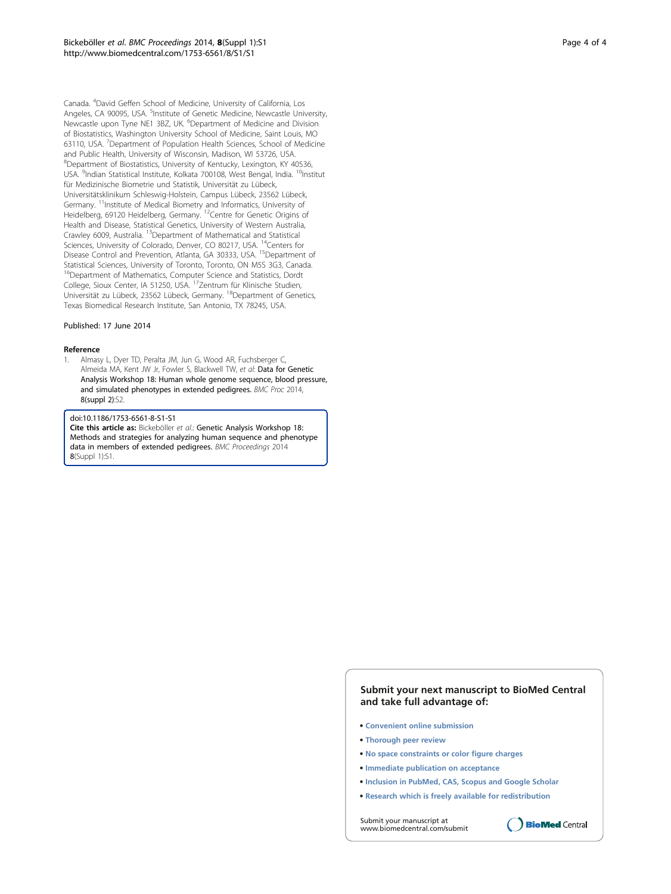Canada. [4]David Geffen School of Medicine, University of California, Los Angeles, CA 90095, USA. [5]Institute of Genetic Medicine, Newcastle University, Newcastle upon Tyne NE1 3BZ, UK. [6]Department of Medicine and Division of Biostatistics, Washington University School of Medicine, Saint Louis, MO 63110, USA. [7]Department of Population Health Sciences, School of Medicine and Public Health, University of Wisconsin, Madison, WI 53726, USA. [8]Department of Biostatistics, University of Kentucky, Lexington, KY 40536, USA. [9]Indian Statistical Institute, Kolkata 700108, West Bengal, India. [10]Institut für Medizinische Biometrie und Statistik, Universität zu Lübeck, Universitätsklinikum Schleswig-Holstein, Campus Lübeck, 23562 Lübeck, Germany. [11]Institute of Medical Biometry and Informatics, University of Heidelberg, 69120 Heidelberg, Germany. [12]Centre for Genetic Origins of Health and Disease, Statistical Genetics, University of Western Australia, Crawley 6009, Australia. [13]Department of Mathematical and Statistical Sciences, University of Colorado, Denver, CO 80217, USA. [14]Centers for Disease Control and Prevention, Atlanta, GA 30333, USA. [15]Department of Statistical Sciences, University of Toronto, Toronto, ON M5S 3G3, Canada. [16]Department of Mathematics, Computer Science and Statistics, Dordt College, Sioux Center, IA 51250, USA. [17]Zentrum für Klinische Studien, Universität zu Lübeck, 23562 Lübeck, Germany. [18]Department of Genetics, Texas Biomedical Research Institute, San Antonio, TX 78245, USA.

Published: 17 June 2014

**Reference**

1. Almasy L, Dyer TD, Peralta JM, Jun G, Wood AR, Fuchsberger C, Almeida MA, Kent JW Jr, Fowler S, Blackwell TW, *et al*: **Data for Genetic Analysis Workshop 18: Human whole genome sequence, blood pressure, and simulated phenotypes in extended pedigrees.** *BMC Proc* 2014, **8(suppl 2)**:S2.

doi:10.1186/1753-6561-8-S1-S1
**Cite this article as:** Bickeböller *et al.*: Genetic Analysis Workshop 18: Methods and strategies for analyzing human sequence and phenotype data in members of extended pedigrees. *BMC Proceedings* 2014 **8**(Suppl 1):S1.

**Submit your next manuscript to BioMed Central and take full advantage of:**

- Convenient online submission
- Thorough peer review
- No space constraints or color figure charges
- Immediate publication on acceptance
- Inclusion in PubMed, CAS, Scopus and Google Scholar
- Research which is freely available for redistribution

Submit your manuscript at www.biomedcentral.com/submit

BioMed Central